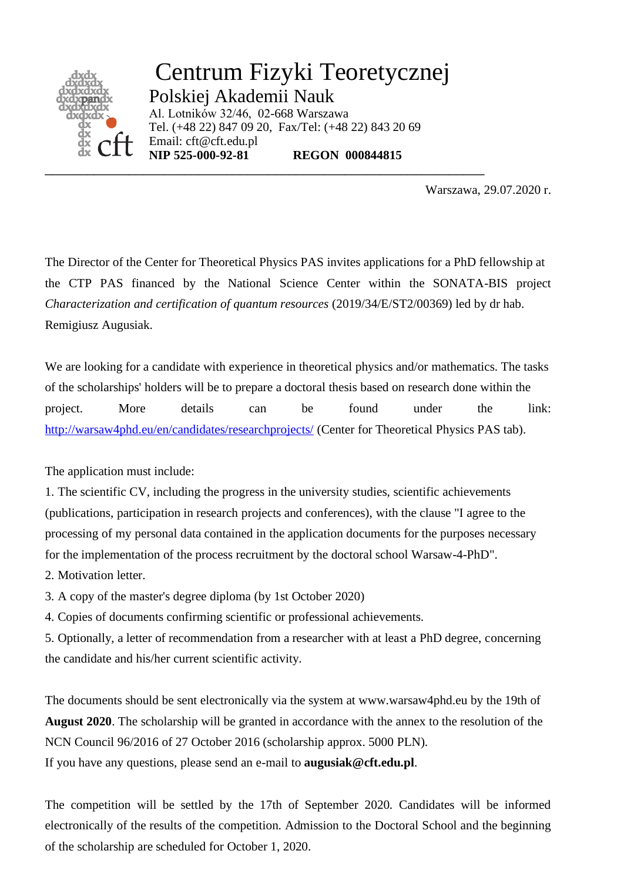# Centrum Fizyki Teoretycznej

## Polskiej Akademii Nauk

Al. Lotników 32/46, 02-668 Warszawa
Tel. (+48 22) 847 09 20, Fax/Tel: (+48 22) 843 20 69
Email: cft@cft.edu.pl
**NIP 525-000-92-81 REGON 000844815**

---

Warszawa, 29.07.2020 r.

The Director of the Center for Theoretical Physics PAS invites applications for a PhD fellowship at the CTP PAS financed by the National Science Center within the SONATA-BIS project *Characterization and certification of quantum resources* (2019/34/E/ST2/00369) led by dr hab. Remigiusz Augusiak.

We are looking for a candidate with experience in theoretical physics and/or mathematics. The tasks of the scholarships' holders will be to prepare a doctoral thesis based on research done within the project. More details can be found under the link: [http://warsaw4phd.eu/en/candidates/researchprojects/](http://warsaw4phd.eu/en/candidates/researchprojects/) (Center for Theoretical Physics PAS tab).

The application must include:

1. The scientific CV, including the progress in the university studies, scientific achievements (publications, participation in research projects and conferences), with the clause "I agree to the processing of my personal data contained in the application documents for the purposes necessary for the implementation of the process recruitment by the doctoral school Warsaw-4-PhD".
2. Motivation letter.
3. A copy of the master's degree diploma (by 1st October 2020)
4. Copies of documents confirming scientific or professional achievements.
5. Optionally, a letter of recommendation from a researcher with at least a PhD degree, concerning the candidate and his/her current scientific activity.

The documents should be sent electronically via the system at www.warsaw4phd.eu by the 19th of **August 2020**. The scholarship will be granted in accordance with the annex to the resolution of the NCN Council 96/2016 of 27 October 2016 (scholarship approx. 5000 PLN).
If you have any questions, please send an e-mail to **augusiak@cft.edu.pl**.

The competition will be settled by the 17th of September 2020. Candidates will be informed electronically of the results of the competition. Admission to the Doctoral School and the beginning of the scholarship are scheduled for October 1, 2020.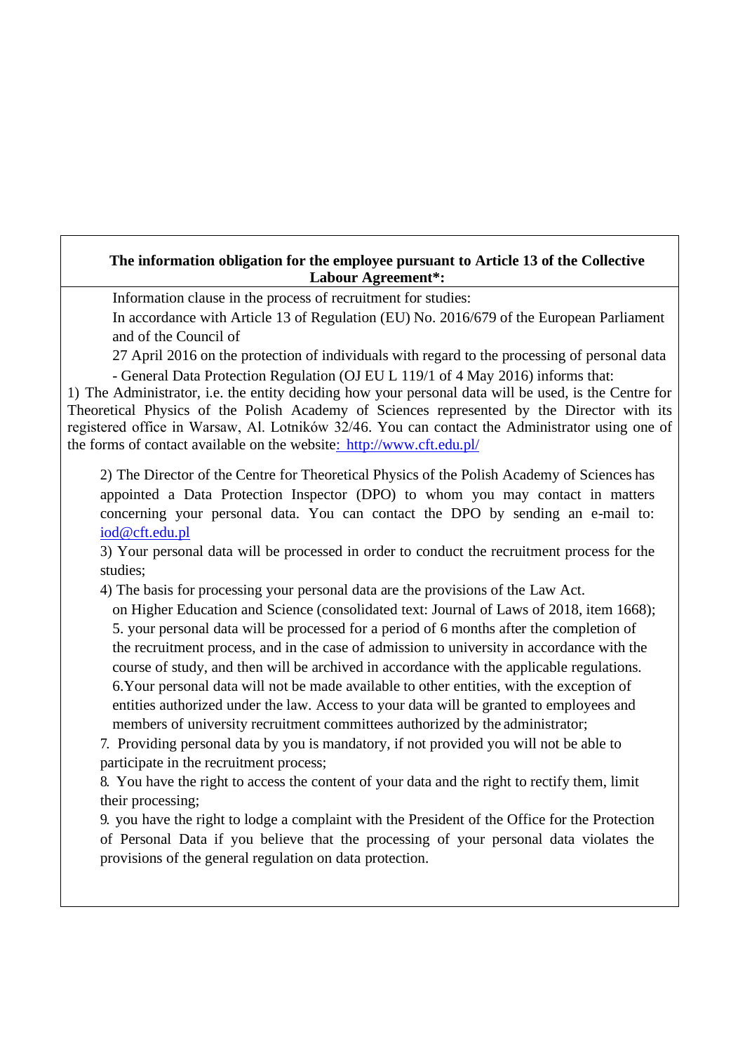**The information obligation for the employee pursuant to Article 13 of the Collective Labour Agreement*:**

Information clause in the process of recruitment for studies:

In accordance with Article 13 of Regulation (EU) No. 2016/679 of the European Parliament and of the Council of

27 April 2016 on the protection of individuals with regard to the processing of personal data

- General Data Protection Regulation (OJ EU L 119/1 of 4 May 2016) informs that:

1) The Administrator, i.e. the entity deciding how your personal data will be used, is the Centre for Theoretical Physics of the Polish Academy of Sciences represented by the Director with its registered office in Warsaw, Al. Lotników 32/46. You can contact the Administrator using one of the forms of contact available on the website: http://www.cft.edu.pl/

2) The Director of the Centre for Theoretical Physics of the Polish Academy of Sciences has appointed a Data Protection Inspector (DPO) to whom you may contact in matters concerning your personal data. You can contact the DPO by sending an e-mail to: iod@cft.edu.pl

3) Your personal data will be processed in order to conduct the recruitment process for the studies;

4) The basis for processing your personal data are the provisions of the Law Act. on Higher Education and Science (consolidated text: Journal of Laws of 2018, item 1668);

5. your personal data will be processed for a period of 6 months after the completion of the recruitment process, and in the case of admission to university in accordance with the course of study, and then will be archived in accordance with the applicable regulations.

6. Your personal data will not be made available to other entities, with the exception of entities authorized under the law. Access to your data will be granted to employees and members of university recruitment committees authorized by the administrator;

7. Providing personal data by you is mandatory, if not provided you will not be able to participate in the recruitment process;

8. You have the right to access the content of your data and the right to rectify them, limit their processing;

9. you have the right to lodge a complaint with the President of the Office for the Protection of Personal Data if you believe that the processing of your personal data violates the provisions of the general regulation on data protection.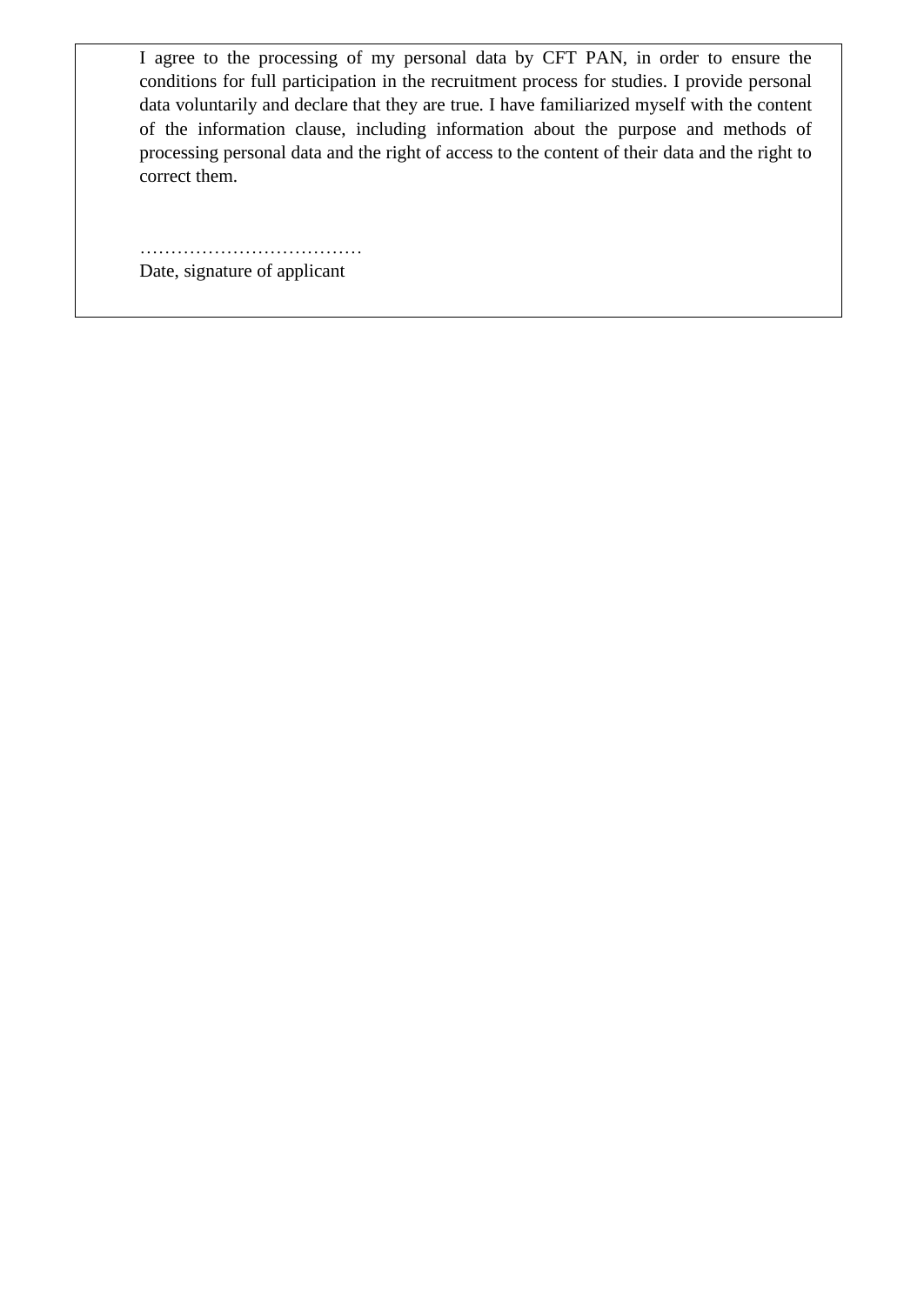I agree to the processing of my personal data by CFT PAN, in order to ensure the conditions for full participation in the recruitment process for studies. I provide personal data voluntarily and declare that they are true. I have familiarized myself with the content of the information clause, including information about the purpose and methods of processing personal data and the right of access to the content of their data and the right to correct them.

………………………………

Date, signature of applicant